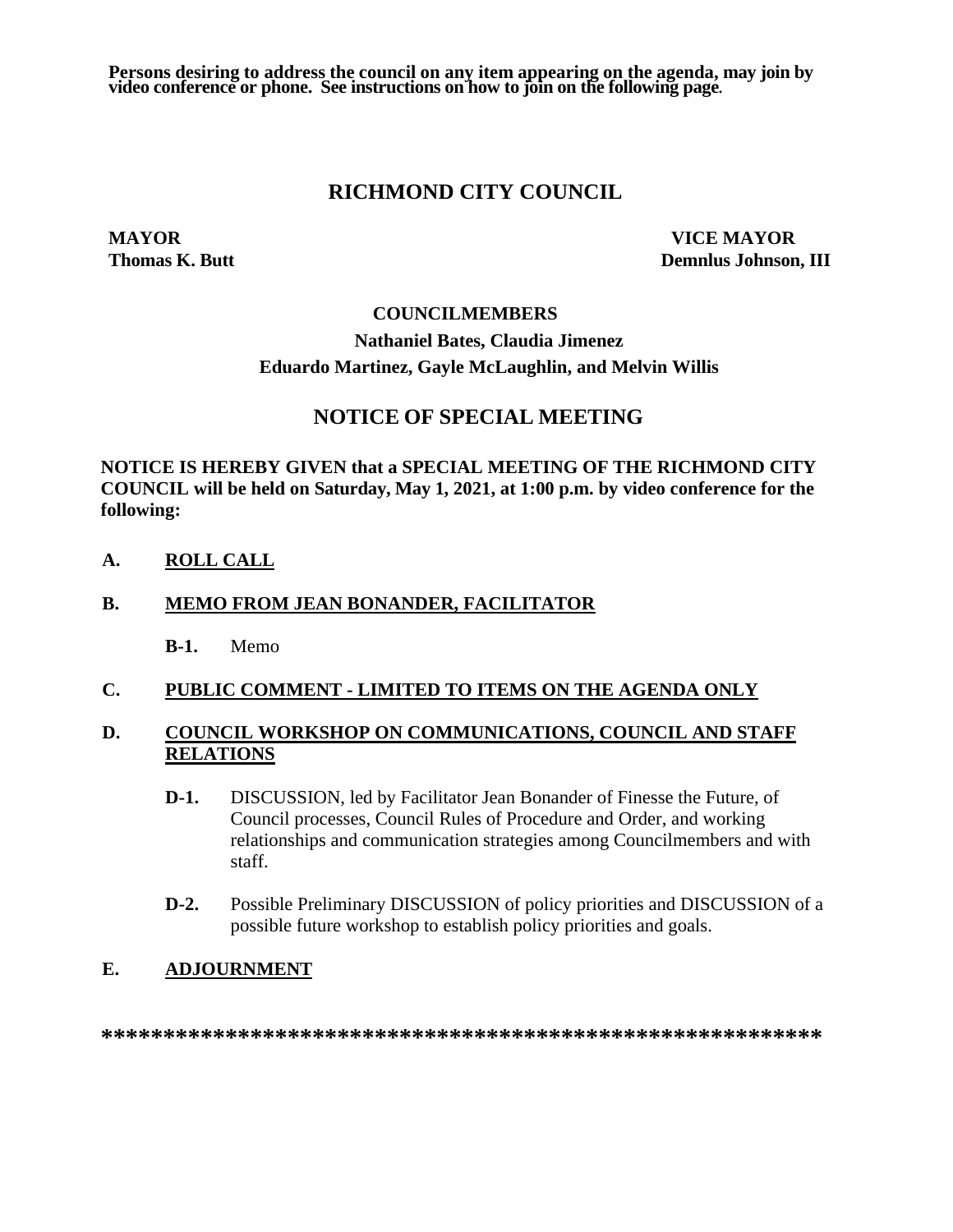**Persons desiring to address the council on any item appearing on the agenda, may join by video conference or phone. See instructions on how to join on the following page.**

# RICHMOND CITY COUNCIL

**MAYOR**
**Thomas K. Butt**

**VICE MAYOR**
**Demnlus Johnson, III**

**COUNCILMEMBERS**

**Nathaniel Bates, Claudia Jimenez**
**Eduardo Martinez, Gayle McLaughlin, and Melvin Willis**

## NOTICE OF SPECIAL MEETING

**NOTICE IS HEREBY GIVEN that a SPECIAL MEETING OF THE RICHMOND CITY COUNCIL will be held on Saturday, May 1, 2021, at 1:00 p.m. by video conference for the following:**

**A. ROLL CALL**

**B. MEMO FROM JEAN BONANDER, FACILITATOR**

**B-1.** Memo

**C. PUBLIC COMMENT - LIMITED TO ITEMS ON THE AGENDA ONLY**

**D. COUNCIL WORKSHOP ON COMMUNICATIONS, COUNCIL AND STAFF RELATIONS**

**D-1.** DISCUSSION, led by Facilitator Jean Bonander of Finesse the Future, of Council processes, Council Rules of Procedure and Order, and working relationships and communication strategies among Councilmembers and with staff.

**D-2.** Possible Preliminary DISCUSSION of policy priorities and DISCUSSION of a possible future workshop to establish policy priorities and goals.

**E. ADJOURNMENT**

**********************************************************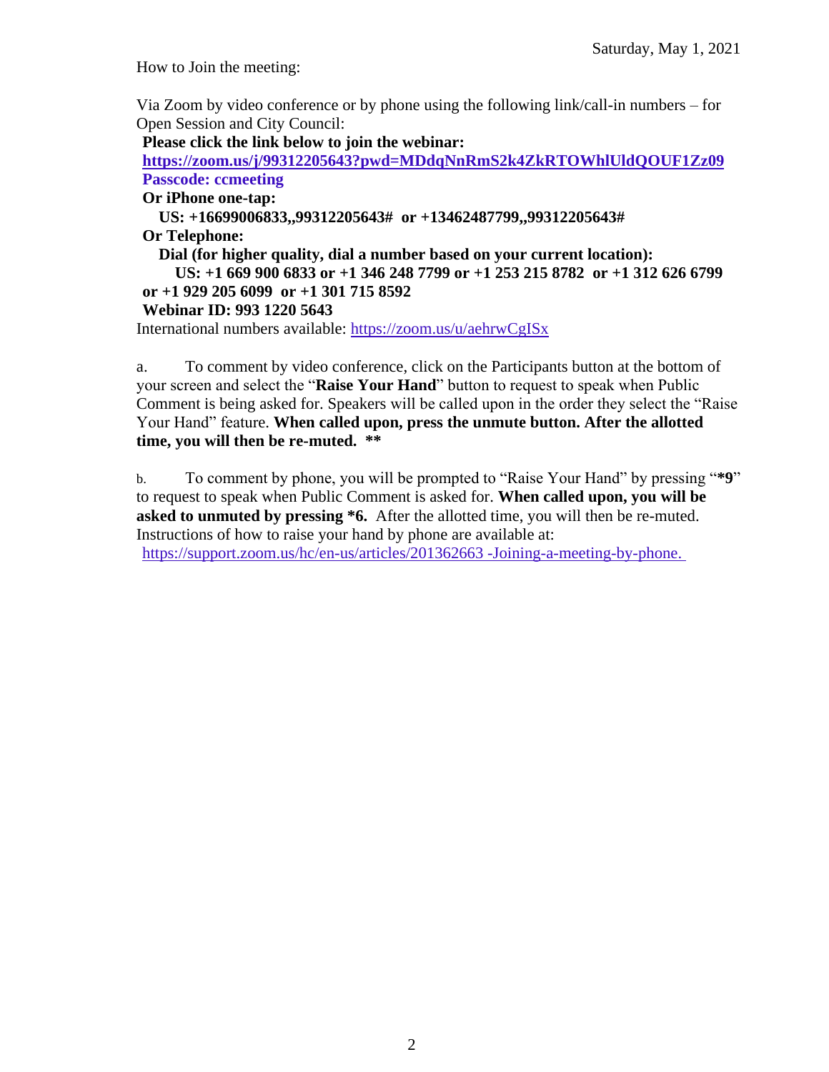Saturday, May 1, 2021

How to Join the meeting:

Via Zoom by video conference or by phone using the following link/call-in numbers – for Open Session and City Council:

**Please click the link below to join the webinar:**
**https://zoom.us/j/99312205643?pwd=MDdqNnRmS2k4ZkRTOWhlUldQOUF1Zz09**
**Passcode: ccmeeting**
**Or iPhone one-tap:**
**US: +16699006833,,99312205643# or +13462487799,,99312205643#**
**Or Telephone:**
**Dial (for higher quality, dial a number based on your current location):**
**US: +1 669 900 6833 or +1 346 248 7799 or +1 253 215 8782 or +1 312 626 6799 or +1 929 205 6099 or +1 301 715 8592**
**Webinar ID: 993 1220 5643**
International numbers available: https://zoom.us/u/aehrwCgISx

a. To comment by video conference, click on the Participants button at the bottom of your screen and select the "**Raise Your Hand**" button to request to speak when Public Comment is being asked for. Speakers will be called upon in the order they select the "Raise Your Hand" feature. **When called upon, press the unmute button. After the allotted time, you will then be re-muted. \*\***

b. To comment by phone, you will be prompted to "Raise Your Hand" by pressing "**\*9**" to request to speak when Public Comment is asked for. **When called upon, you will be asked to unmuted by pressing \*6.** After the allotted time, you will then be re-muted. Instructions of how to raise your hand by phone are available at:
https://support.zoom.us/hc/en-us/articles/201362663 -Joining-a-meeting-by-phone.